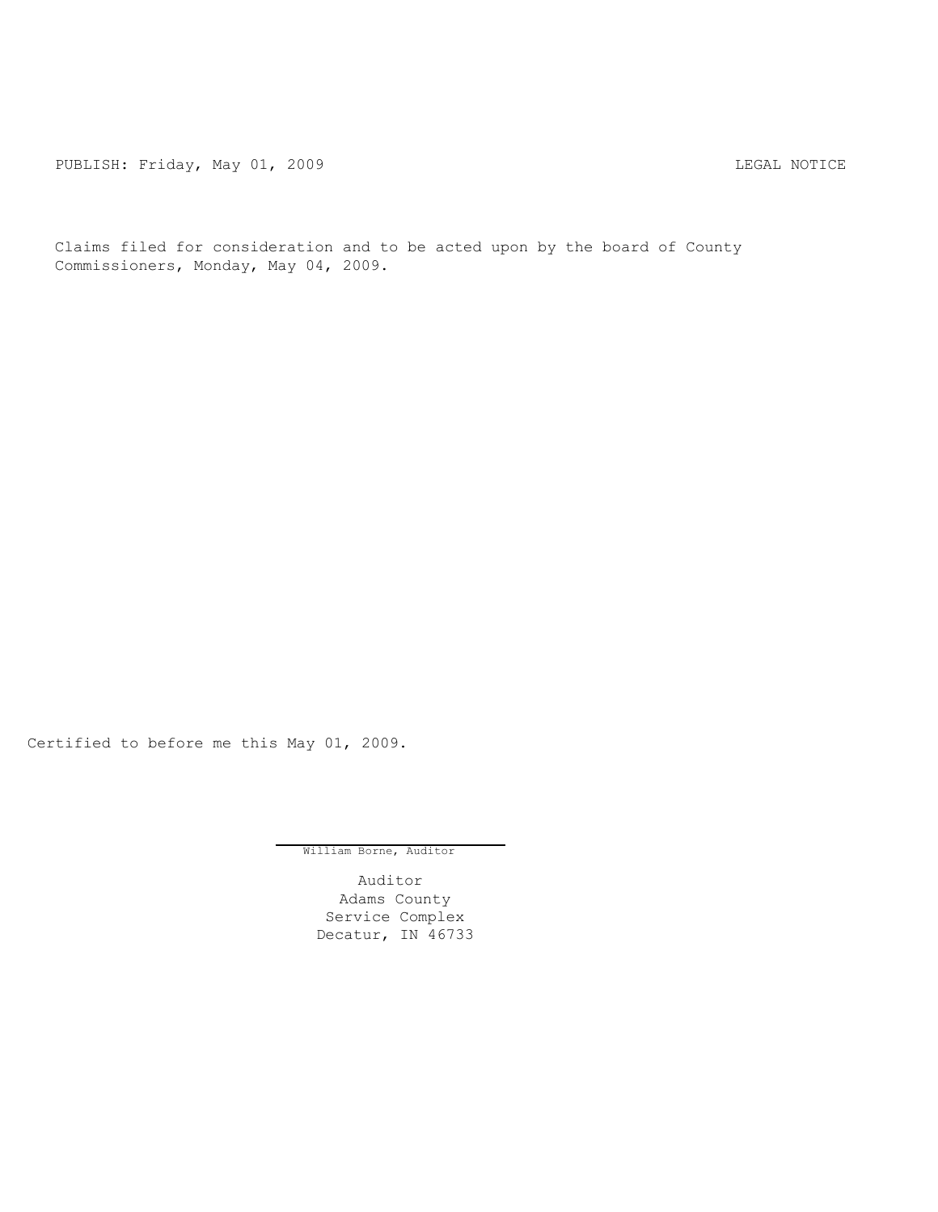PUBLISH: Friday, May 01, 2009 LEGAL NOTICE

Claims filed for consideration and to be acted upon by the board of County Commissioners, Monday, May 04, 2009.

Certified to before me this May 01, 2009.

William Borne, Auditor

Auditor
Adams County
Service Complex
Decatur, IN 46733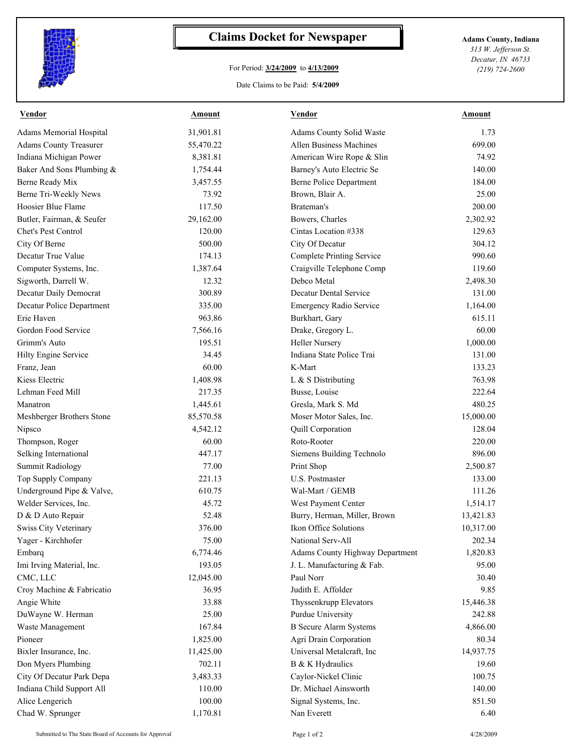# Claims Docket for Newspaper

**Adams County, Indiana**
*313 W. Jefferson St.*
*Decatur, IN 46733*
*(219) 724-2600*

For Period: **3/24/2009** to **4/13/2009**

Date Claims to be Paid: **5/4/2009**

| Vendor | Amount | Vendor | Amount |
|---|---|---|---|
| Adams Memorial Hospital | 31,901.81 | Adams County Solid Waste | 1.73 |
| Adams County Treasurer | 55,470.22 | Allen Business Machines | 699.00 |
| Indiana Michigan Power | 8,381.81 | American Wire Rope & Slin | 74.92 |
| Baker And Sons Plumbing & | 1,754.44 | Barney's Auto Electric Se | 140.00 |
| Berne Ready Mix | 3,457.55 | Berne Police Department | 184.00 |
| Berne Tri-Weekly News | 73.92 | Brown, Blair A. | 25.00 |
| Hoosier Blue Flame | 117.50 | Brateman's | 200.00 |
| Butler, Fairman, & Seufer | 29,162.00 | Bowers, Charles | 2,302.92 |
| Chet's Pest Control | 120.00 | Cintas Location #338 | 129.63 |
| City Of Berne | 500.00 | City Of Decatur | 304.12 |
| Decatur True Value | 174.13 | Complete Printing Service | 990.60 |
| Computer Systems, Inc. | 1,387.64 | Craigville Telephone Comp | 119.60 |
| Sigworth, Darrell W. | 12.32 | Debco Metal | 2,498.30 |
| Decatur Daily Democrat | 300.89 | Decatur Dental Service | 131.00 |
| Decatur Police Department | 335.00 | Emergency Radio Service | 1,164.00 |
| Erie Haven | 963.86 | Burkhart, Gary | 615.11 |
| Gordon Food Service | 7,566.16 | Drake, Gregory L. | 60.00 |
| Grimm's Auto | 195.51 | Heller Nursery | 1,000.00 |
| Hilty Engine Service | 34.45 | Indiana State Police Trai | 131.00 |
| Franz, Jean | 60.00 | K-Mart | 133.23 |
| Kiess Electric | 1,408.98 | L & S Distributing | 763.98 |
| Lehman Feed Mill | 217.35 | Busse, Louise | 222.64 |
| Manatron | 1,445.61 | Gresla, Mark S. Md | 480.25 |
| Meshberger Brothers Stone | 85,570.58 | Moser Motor Sales, Inc. | 15,000.00 |
| Nipsco | 4,542.12 | Quill Corporation | 128.04 |
| Thompson, Roger | 60.00 | Roto-Rooter | 220.00 |
| Selking International | 447.17 | Siemens Building Technolo | 896.00 |
| Summit Radiology | 77.00 | Print Shop | 2,500.87 |
| Top Supply Company | 221.13 | U.S. Postmaster | 133.00 |
| Underground Pipe & Valve, | 610.75 | Wal-Mart / GEMB | 111.26 |
| Welder Services, Inc. | 45.72 | West Payment Center | 1,514.17 |
| D & D Auto Repair | 52.48 | Burry, Herman, Miller, Brown | 13,421.83 |
| Swiss City Veterinary | 376.00 | Ikon Office Solutions | 10,317.00 |
| Yager - Kirchhofer | 75.00 | National Serv-All | 202.34 |
| Embarq | 6,774.46 | Adams County Highway Department | 1,820.83 |
| Imi Irving Material, Inc. | 193.05 | J. L. Manufacturing & Fab. | 95.00 |
| CMC, LLC | 12,045.00 | Paul Norr | 30.40 |
| Croy Machine & Fabricatio | 36.95 | Judith E. Affolder | 9.85 |
| Angie White | 33.88 | Thyssenkrupp Elevators | 15,446.38 |
| DuWayne W. Herman | 25.00 | Purdue University | 242.88 |
| Waste Management | 167.84 | B Secure Alarm Systems | 4,866.00 |
| Pioneer | 1,825.00 | Agri Drain Corporation | 80.34 |
| Bixler Insurance, Inc. | 11,425.00 | Universal Metalcraft, Inc | 14,937.75 |
| Don Myers Plumbing | 702.11 | B & K Hydraulics | 19.60 |
| City Of Decatur Park Depa | 3,483.33 | Caylor-Nickel Clinic | 100.75 |
| Indiana Child Support All | 110.00 | Dr. Michael Ainsworth | 140.00 |
| Alice Lengerich | 100.00 | Signal Systems, Inc. | 851.50 |
| Chad W. Sprunger | 1,170.81 | Nan Everett | 6.40 |

Submitted to The State Board of Accounts for Approval

4/28/2009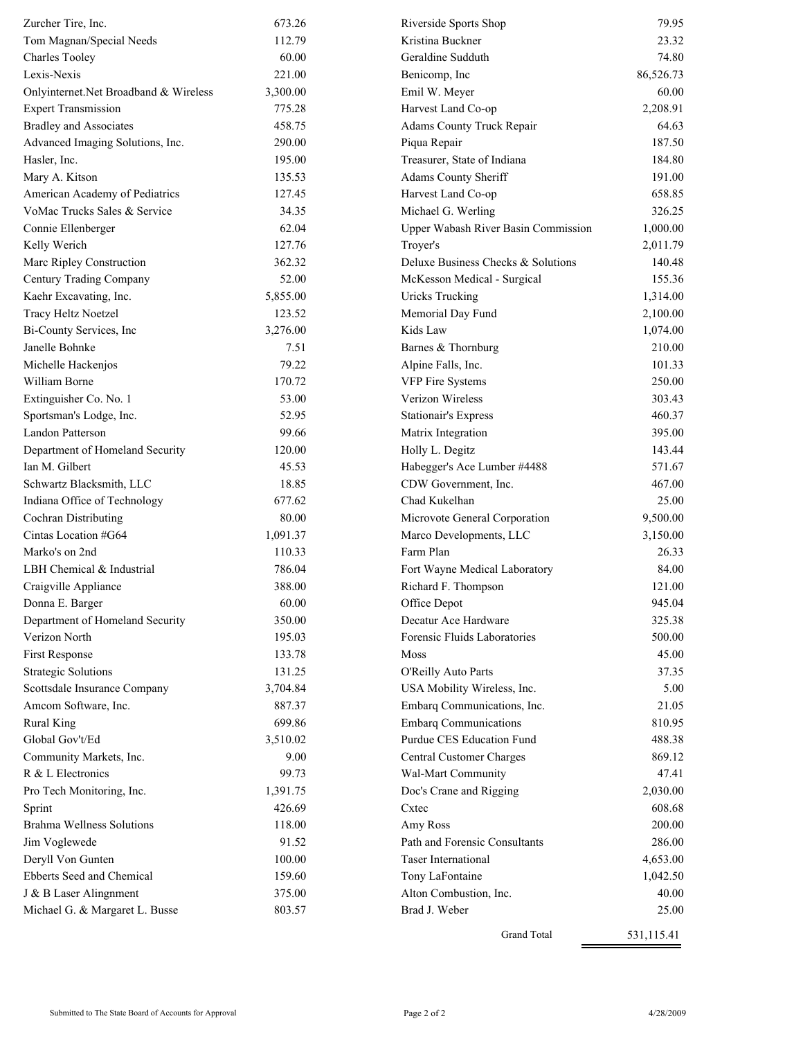| | | | |
|---|---|---|---|
| Zurcher Tire, Inc. | 673.26 | Riverside Sports Shop | 79.95 |
| Tom Magnan/Special Needs | 112.79 | Kristina Buckner | 23.32 |
| Charles Tooley | 60.00 | Geraldine Sudduth | 74.80 |
| Lexis-Nexis | 221.00 | Benicomp, Inc | 86,526.73 |
| Onlyinternet.Net Broadband & Wireless | 3,300.00 | Emil W. Meyer | 60.00 |
| Expert Transmission | 775.28 | Harvest Land Co-op | 2,208.91 |
| Bradley and Associates | 458.75 | Adams County Truck Repair | 64.63 |
| Advanced Imaging Solutions, Inc. | 290.00 | Piqua Repair | 187.50 |
| Hasler, Inc. | 195.00 | Treasurer, State of Indiana | 184.80 |
| Mary A. Kitson | 135.53 | Adams County Sheriff | 191.00 |
| American Academy of Pediatrics | 127.45 | Harvest Land Co-op | 658.85 |
| VoMac Trucks Sales & Service | 34.35 | Michael G. Werling | 326.25 |
| Connie Ellenberger | 62.04 | Upper Wabash River Basin Commission | 1,000.00 |
| Kelly Werich | 127.76 | Troyer's | 2,011.79 |
| Marc Ripley Construction | 362.32 | Deluxe Business Checks & Solutions | 140.48 |
| Century Trading Company | 52.00 | McKesson Medical - Surgical | 155.36 |
| Kaehr Excavating, Inc. | 5,855.00 | Uricks Trucking | 1,314.00 |
| Tracy Heltz Noetzel | 123.52 | Memorial Day Fund | 2,100.00 |
| Bi-County Services, Inc | 3,276.00 | Kids Law | 1,074.00 |
| Janelle Bohnke | 7.51 | Barnes & Thornburg | 210.00 |
| Michelle Hackenjos | 79.22 | Alpine Falls, Inc. | 101.33 |
| William Borne | 170.72 | VFP Fire Systems | 250.00 |
| Extinguisher Co. No. 1 | 53.00 | Verizon Wireless | 303.43 |
| Sportsman's Lodge, Inc. | 52.95 | Stationair's Express | 460.37 |
| Landon Patterson | 99.66 | Matrix Integration | 395.00 |
| Department of Homeland Security | 120.00 | Holly L. Degitz | 143.44 |
| Ian M. Gilbert | 45.53 | Habegger's Ace Lumber #4488 | 571.67 |
| Schwartz Blacksmith, LLC | 18.85 | CDW Government, Inc. | 467.00 |
| Indiana Office of Technology | 677.62 | Chad Kukelhan | 25.00 |
| Cochran Distributing | 80.00 | Microvote General Corporation | 9,500.00 |
| Cintas Location #G64 | 1,091.37 | Marco Developments, LLC | 3,150.00 |
| Marko's on 2nd | 110.33 | Farm Plan | 26.33 |
| LBH Chemical & Industrial | 786.04 | Fort Wayne Medical Laboratory | 84.00 |
| Craigville Appliance | 388.00 | Richard F. Thompson | 121.00 |
| Donna E. Barger | 60.00 | Office Depot | 945.04 |
| Department of Homeland Security | 350.00 | Decatur Ace Hardware | 325.38 |
| Verizon North | 195.03 | Forensic Fluids Laboratories | 500.00 |
| First Response | 133.78 | Moss | 45.00 |
| Strategic Solutions | 131.25 | O'Reilly Auto Parts | 37.35 |
| Scottsdale Insurance Company | 3,704.84 | USA Mobility Wireless, Inc. | 5.00 |
| Amcom Software, Inc. | 887.37 | Embarq Communications, Inc. | 21.05 |
| Rural King | 699.86 | Embarq Communications | 810.95 |
| Global Gov't/Ed | 3,510.02 | Purdue CES Education Fund | 488.38 |
| Community Markets, Inc. | 9.00 | Central Customer Charges | 869.12 |
| R & L Electronics | 99.73 | Wal-Mart Community | 47.41 |
| Pro Tech Monitoring, Inc. | 1,391.75 | Doc's Crane and Rigging | 2,030.00 |
| Sprint | 426.69 | Cxtec | 608.68 |
| Brahma Wellness Solutions | 118.00 | Amy Ross | 200.00 |
| Jim Voglewede | 91.52 | Path and Forensic Consultants | 286.00 |
| Deryll Von Gunten | 100.00 | Taser International | 4,653.00 |
| Ebberts Seed and Chemical | 159.60 | Tony LaFontaine | 1,042.50 |
| J & B Laser Alingnment | 375.00 | Alton Combustion, Inc. | 40.00 |
| Michael G. & Margaret L. Busse | 803.57 | Brad J. Weber | 25.00 |
| | | Grand Total | 531,115.41 |

Submitted to The State Board of Accounts for Approval

4/28/2009